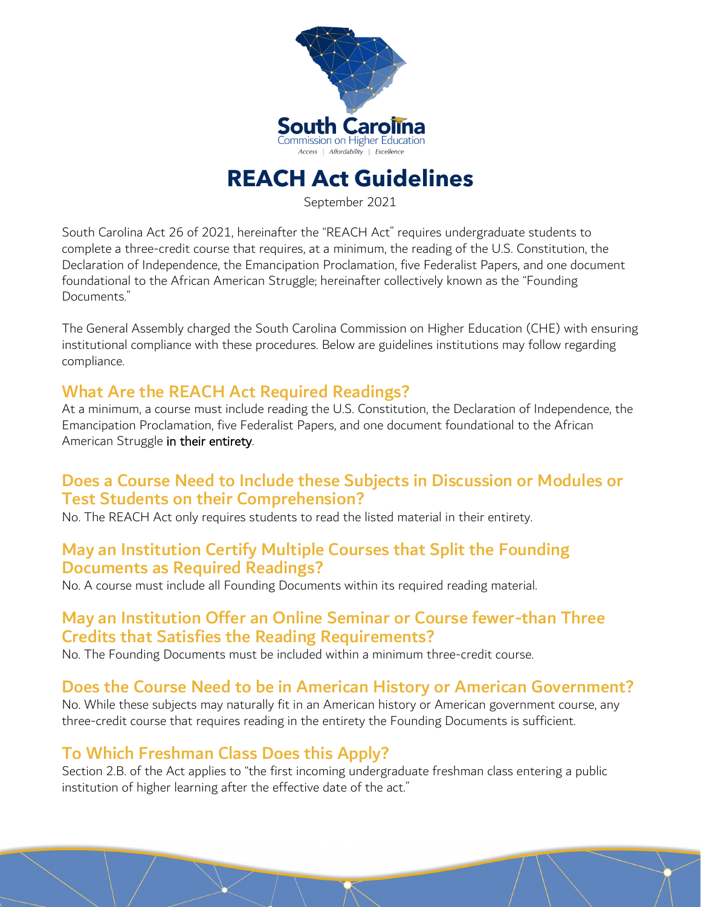South Carolina
Commission on Higher Education
Access | Affordability | Excellence

# REACH Act Guidelines

September 2021

South Carolina Act 26 of 2021, hereinafter the "REACH Act" requires undergraduate students to complete a three-credit course that requires, at a minimum, the reading of the U.S. Constitution, the Declaration of Independence, the Emancipation Proclamation, five Federalist Papers, and one document foundational to the African American Struggle; hereinafter collectively known as the "Founding Documents."

The General Assembly charged the South Carolina Commission on Higher Education (CHE) with ensuring institutional compliance with these procedures. Below are guidelines institutions may follow regarding compliance.

## What Are the REACH Act Required Readings?

At a minimum, a course must include reading the U.S. Constitution, the Declaration of Independence, the Emancipation Proclamation, five Federalist Papers, and one document foundational to the African American Struggle in their entirety.

## Does a Course Need to Include these Subjects in Discussion or Modules or Test Students on their Comprehension?

No. The REACH Act only requires students to read the listed material in their entirety.

## May an Institution Certify Multiple Courses that Split the Founding Documents as Required Readings?

No. A course must include all Founding Documents within its required reading material.

## May an Institution Offer an Online Seminar or Course fewer-than Three Credits that Satisfies the Reading Requirements?

No. The Founding Documents must be included within a minimum three-credit course.

## Does the Course Need to be in American History or American Government?

No. While these subjects may naturally fit in an American history or American government course, any three-credit course that requires reading in the entirety the Founding Documents is sufficient.

## To Which Freshman Class Does this Apply?

Section 2.B. of the Act applies to "the first incoming undergraduate freshman class entering a public institution of higher learning after the effective date of the act."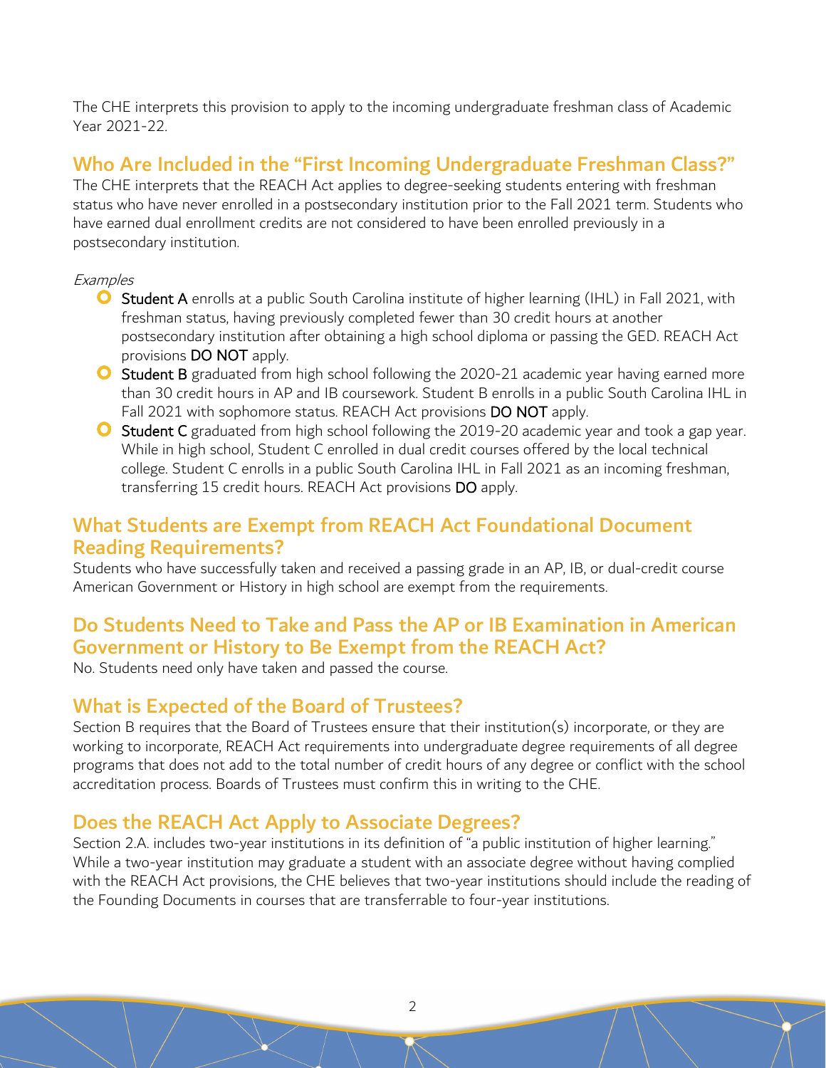The CHE interprets this provision to apply to the incoming undergraduate freshman class of Academic Year 2021-22.

## Who Are Included in the "First Incoming Undergraduate Freshman Class?"

The CHE interprets that the REACH Act applies to degree-seeking students entering with freshman status who have never enrolled in a postsecondary institution prior to the Fall 2021 term. Students who have earned dual enrollment credits are not considered to have been enrolled previously in a postsecondary institution.

*Examples*

- **Student A** enrolls at a public South Carolina institute of higher learning (IHL) in Fall 2021, with freshman status, having previously completed fewer than 30 credit hours at another postsecondary institution after obtaining a high school diploma or passing the GED. REACH Act provisions **DO NOT** apply.
- **Student B** graduated from high school following the 2020-21 academic year having earned more than 30 credit hours in AP and IB coursework. Student B enrolls in a public South Carolina IHL in Fall 2021 with sophomore status. REACH Act provisions **DO NOT** apply.
- **Student C** graduated from high school following the 2019-20 academic year and took a gap year. While in high school, Student C enrolled in dual credit courses offered by the local technical college. Student C enrolls in a public South Carolina IHL in Fall 2021 as an incoming freshman, transferring 15 credit hours. REACH Act provisions **DO** apply.

## What Students are Exempt from REACH Act Foundational Document Reading Requirements?

Students who have successfully taken and received a passing grade in an AP, IB, or dual-credit course American Government or History in high school are exempt from the requirements.

## Do Students Need to Take and Pass the AP or IB Examination in American Government or History to Be Exempt from the REACH Act?

No. Students need only have taken and passed the course.

## What is Expected of the Board of Trustees?

Section B requires that the Board of Trustees ensure that their institution(s) incorporate, or they are working to incorporate, REACH Act requirements into undergraduate degree requirements of all degree programs that does not add to the total number of credit hours of any degree or conflict with the school accreditation process. Boards of Trustees must confirm this in writing to the CHE.

## Does the REACH Act Apply to Associate Degrees?

Section 2.A. includes two-year institutions in its definition of "a public institution of higher learning." While a two-year institution may graduate a student with an associate degree without having complied with the REACH Act provisions, the CHE believes that two-year institutions should include the reading of the Founding Documents in courses that are transferrable to four-year institutions.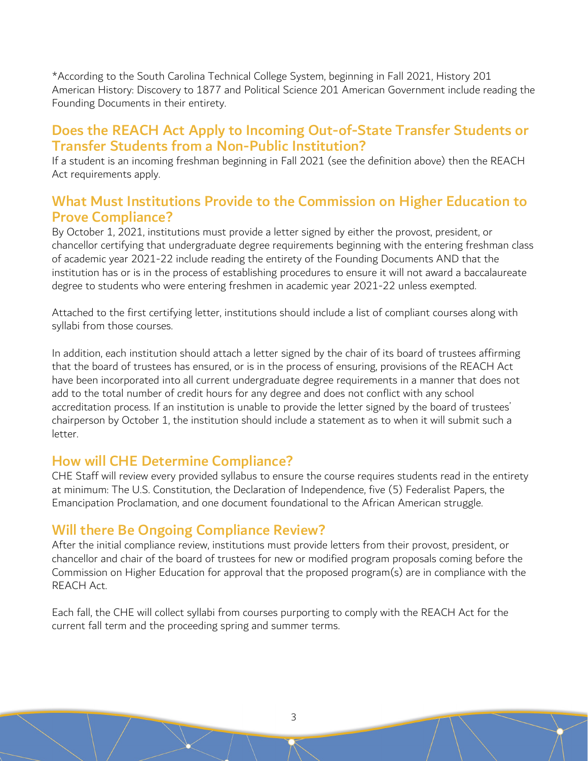*According to the South Carolina Technical College System, beginning in Fall 2021, History 201 American History: Discovery to 1877 and Political Science 201 American Government include reading the Founding Documents in their entirety.

## Does the REACH Act Apply to Incoming Out-of-State Transfer Students or Transfer Students from a Non-Public Institution?

If a student is an incoming freshman beginning in Fall 2021 (see the definition above) then the REACH Act requirements apply.

## What Must Institutions Provide to the Commission on Higher Education to Prove Compliance?

By October 1, 2021, institutions must provide a letter signed by either the provost, president, or chancellor certifying that undergraduate degree requirements beginning with the entering freshman class of academic year 2021-22 include reading the entirety of the Founding Documents AND that the institution has or is in the process of establishing procedures to ensure it will not award a baccalaureate degree to students who were entering freshmen in academic year 2021-22 unless exempted.

Attached to the first certifying letter, institutions should include a list of compliant courses along with syllabi from those courses.

In addition, each institution should attach a letter signed by the chair of its board of trustees affirming that the board of trustees has ensured, or is in the process of ensuring, provisions of the REACH Act have been incorporated into all current undergraduate degree requirements in a manner that does not add to the total number of credit hours for any degree and does not conflict with any school accreditation process. If an institution is unable to provide the letter signed by the board of trustees' chairperson by October 1, the institution should include a statement as to when it will submit such a letter.

## How will CHE Determine Compliance?

CHE Staff will review every provided syllabus to ensure the course requires students read in the entirety at minimum: The U.S. Constitution, the Declaration of Independence, five (5) Federalist Papers, the Emancipation Proclamation, and one document foundational to the African American struggle.

## Will there Be Ongoing Compliance Review?

After the initial compliance review, institutions must provide letters from their provost, president, or chancellor and chair of the board of trustees for new or modified program proposals coming before the Commission on Higher Education for approval that the proposed program(s) are in compliance with the REACH Act.

Each fall, the CHE will collect syllabi from courses purporting to comply with the REACH Act for the current fall term and the proceeding spring and summer terms.